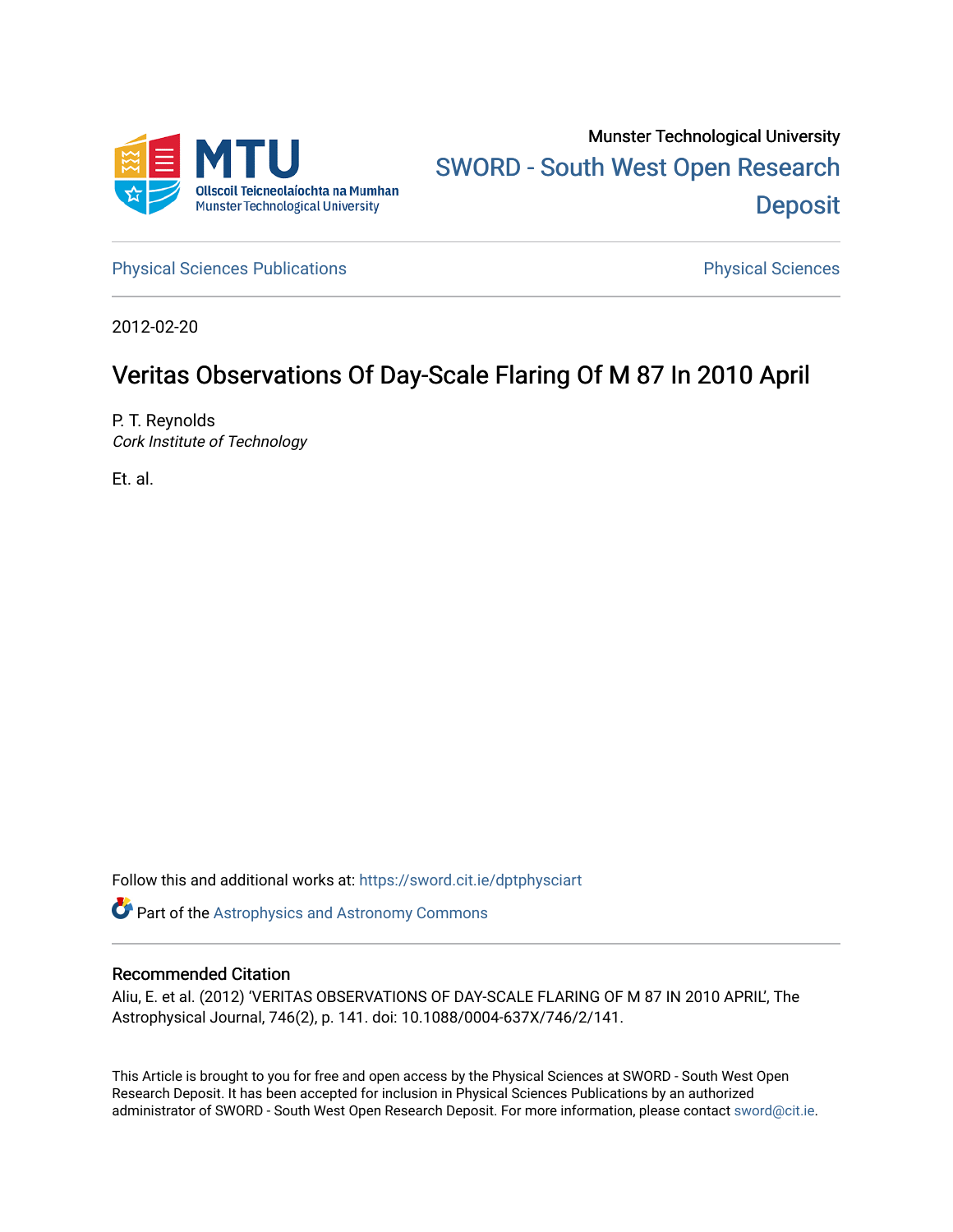Munster Technological University

SWORD - South West Open Research Deposit

Physical Sciences Publications | Physical Sciences

2012-02-20

# Veritas Observations Of Day-Scale Flaring Of M 87 In 2010 April

P. T. Reynolds
*Cork Institute of Technology*

Et. al.

Follow this and additional works at: https://sword.cit.ie/dptphysciart

Part of the Astrophysics and Astronomy Commons

## Recommended Citation

Aliu, E. et al. (2012) 'VERITAS OBSERVATIONS OF DAY-SCALE FLARING OF M 87 IN 2010 APRIL', The Astrophysical Journal, 746(2), p. 141. doi: 10.1088/0004-637X/746/2/141.

This Article is brought to you for free and open access by the Physical Sciences at SWORD - South West Open Research Deposit. It has been accepted for inclusion in Physical Sciences Publications by an authorized administrator of SWORD - South West Open Research Deposit. For more information, please contact sword@cit.ie.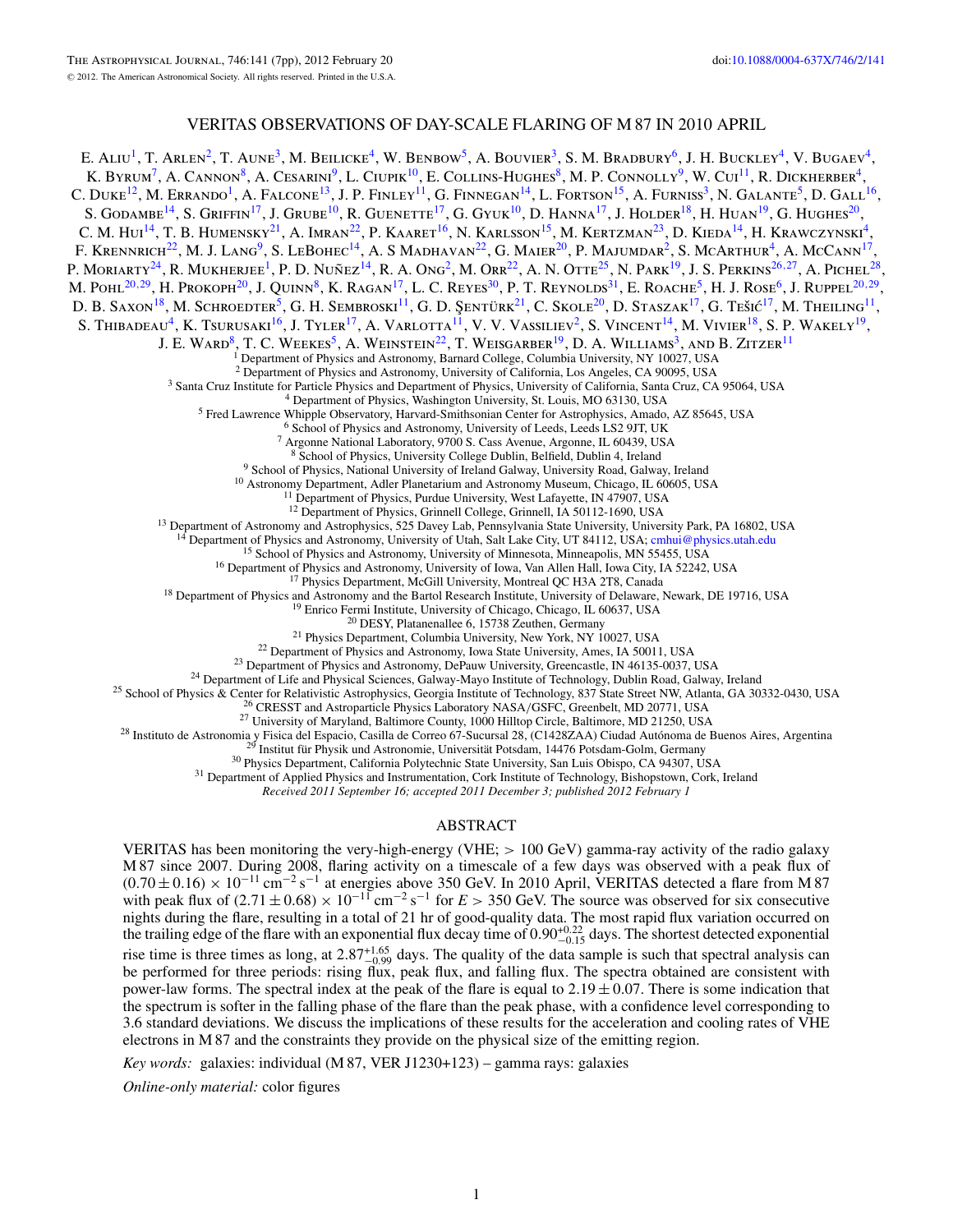# VERITAS OBSERVATIONS OF DAY-SCALE FLARING OF M 87 IN 2010 APRIL

E. Aliu[1], T. Arlen[2], T. Aune[3], M. Beilicke[4], W. Benbow[5], A. Bouvier[3], S. M. Bradbury[6], J. H. Buckley[4], V. Bugaev[4], K. Byrum[7], A. Cannon[8], A. Cesarini[9], L. Ciupik[10], E. Collins-Hughes[8], M. P. Connolly[9], W. Cui[11], R. Dickherber[4], C. Duke[12], M. Errando[1], A. Falcone[13], J. P. Finley[11], G. Finnegan[14], L. Fortson[15], A. Furniss[3], N. Galante[5], D. Gall[16], S. Godambe[14], S. Griffin[17], J. Grube[10], R. Guenette[17], G. Gyuk[10], D. Hanna[17], J. Holder[18], H. Huan[19], G. Hughes[20], C. M. Hui[14], T. B. Humensky[21], A. Imran[22], P. Kaaret[16], N. Karlsson[15], M. Kertzman[23], D. Kieda[14], H. Krawczynski[4], F. Krennrich[22], M. J. Lang[9], S. LeBohec[14], A. S Madhavan[22], G. Maier[20], P. Majumdar[2], S. McArthur[4], A. McCann[17], P. Moriarty[24], R. Mukherjee[1], P. D. Nuñez[14], R. A. Ong[2], M. Orr[22], A. N. Otte[25], N. Park[19], J. S. Perkins[26,27], A. Pichel[28], M. Pohl[20,29], H. Prokoph[20], J. Quinn[8], K. Ragan[17], L. C. Reyes[30], P. T. Reynolds[31], E. Roache[5], H. J. Rose[6], J. Ruppel[20,29], D. B. Saxon[18], M. Schroedter[5], G. H. Sembroski[11], G. D. Şentürk[21], C. Skole[20], D. Staszak[17], G. Tešić[17], M. Theiling[11], S. Thibadeau[4], K. Tsurusaki[16], J. Tyler[17], A. Varlotta[11], V. V. Vassiliev[2], S. Vincent[14], M. Vivier[18], S. P. Wakely[19], J. E. Ward[8], T. C. Weekes[5], A. Weinstein[22], T. Weisgarber[19], D. A. Williams[3], and B. Zitzer[11]

[1] Department of Physics and Astronomy, Barnard College, Columbia University, NY 10027, USA
[2] Department of Physics and Astronomy, University of California, Los Angeles, CA 90095, USA
[3] Santa Cruz Institute for Particle Physics and Department of Physics, University of California, Santa Cruz, CA 95064, USA
[4] Department of Physics, Washington University, St. Louis, MO 63130, USA
[5] Fred Lawrence Whipple Observatory, Harvard-Smithsonian Center for Astrophysics, Amado, AZ 85645, USA
[6] School of Physics and Astronomy, University of Leeds, Leeds LS2 9JT, UK
[7] Argonne National Laboratory, 9700 S. Cass Avenue, Argonne, IL 60439, USA
[8] School of Physics, University College Dublin, Belfield, Dublin 4, Ireland
[9] School of Physics, National University of Ireland Galway, University Road, Galway, Ireland
[10] Astronomy Department, Adler Planetarium and Astronomy Museum, Chicago, IL 60605, USA
[11] Department of Physics, Purdue University, West Lafayette, IN 47907, USA
[12] Department of Physics, Grinnell College, Grinnell, IA 50112-1690, USA
[13] Department of Astronomy and Astrophysics, 525 Davey Lab, Pennsylvania State University, University Park, PA 16802, USA
[14] Department of Physics and Astronomy, University of Utah, Salt Lake City, UT 84112, USA; cmhui@physics.utah.edu
[15] School of Physics and Astronomy, University of Minnesota, Minneapolis, MN 55455, USA
[16] Department of Physics and Astronomy, University of Iowa, Van Allen Hall, Iowa City, IA 52242, USA
[17] Physics Department, McGill University, Montreal QC H3A 2T8, Canada
[18] Department of Physics and Astronomy and the Bartol Research Institute, University of Delaware, Newark, DE 19716, USA
[19] Enrico Fermi Institute, University of Chicago, Chicago, IL 60637, USA
[20] DESY, Platanenallee 6, 15738 Zeuthen, Germany
[21] Physics Department, Columbia University, New York, NY 10027, USA
[22] Department of Physics and Astronomy, Iowa State University, Ames, IA 50011, USA
[23] Department of Physics and Astronomy, DePauw University, Greencastle, IN 46135-0037, USA
[24] Department of Life and Physical Sciences, Galway-Mayo Institute of Technology, Dublin Road, Galway, Ireland
[25] School of Physics & Center for Relativistic Astrophysics, Georgia Institute of Technology, 837 State Street NW, Atlanta, GA 30332-0430, USA
[26] CRESST and Astroparticle Physics Laboratory NASA/GSFC, Greenbelt, MD 20771, USA
[27] University of Maryland, Baltimore County, 1000 Hilltop Circle, Baltimore, MD 21250, USA
[28] Instituto de Astronomia y Fisica del Espacio, Casilla de Correo 67-Sucursal 28, (C1428ZAA) Ciudad Autónoma de Buenos Aires, Argentina
[29] Institut für Physik und Astronomie, Universität Potsdam, 14476 Potsdam-Golm, Germany
[30] Physics Department, California Polytechnic State University, San Luis Obispo, CA 94307, USA
[31] Department of Applied Physics and Instrumentation, Cork Institute of Technology, Bishopstown, Cork, Ireland

*Received 2011 September 16; accepted 2011 December 3; published 2012 February 1*

## ABSTRACT

VERITAS has been monitoring the very-high-energy (VHE; > 100 GeV) gamma-ray activity of the radio galaxy M 87 since 2007. During 2008, flaring activity on a timescale of a few days was observed with a peak flux of $(0.70 \pm 0.16) \times 10^{-11}$ cm$^{-2}$ s$^{-1}$ at energies above 350 GeV. In 2010 April, VERITAS detected a flare from M 87 with peak flux of $(2.71 \pm 0.68) \times 10^{-11}$ cm$^{-2}$ s$^{-1}$ for $E > 350$ GeV. The source was observed for six consecutive nights during the flare, resulting in a total of 21 hr of good-quality data. The most rapid flux variation occurred on the trailing edge of the flare with an exponential flux decay time of $0.90^{+0.22}_{-0.15}$ days. The shortest detected exponential rise time is three times as long, at $2.87^{+1.65}_{-0.99}$ days. The quality of the data sample is such that spectral analysis can be performed for three periods: rising flux, peak flux, and falling flux. The spectra obtained are consistent with power-law forms. The spectral index at the peak of the flare is equal to $2.19 \pm 0.07$. There is some indication that the spectrum is softer in the falling phase of the flare than the peak phase, with a confidence level corresponding to 3.6 standard deviations. We discuss the implications of these results for the acceleration and cooling rates of VHE electrons in M 87 and the constraints they provide on the physical size of the emitting region.

*Key words:* galaxies: individual (M 87, VER J1230+123) – gamma rays: galaxies

*Online-only material:* color figures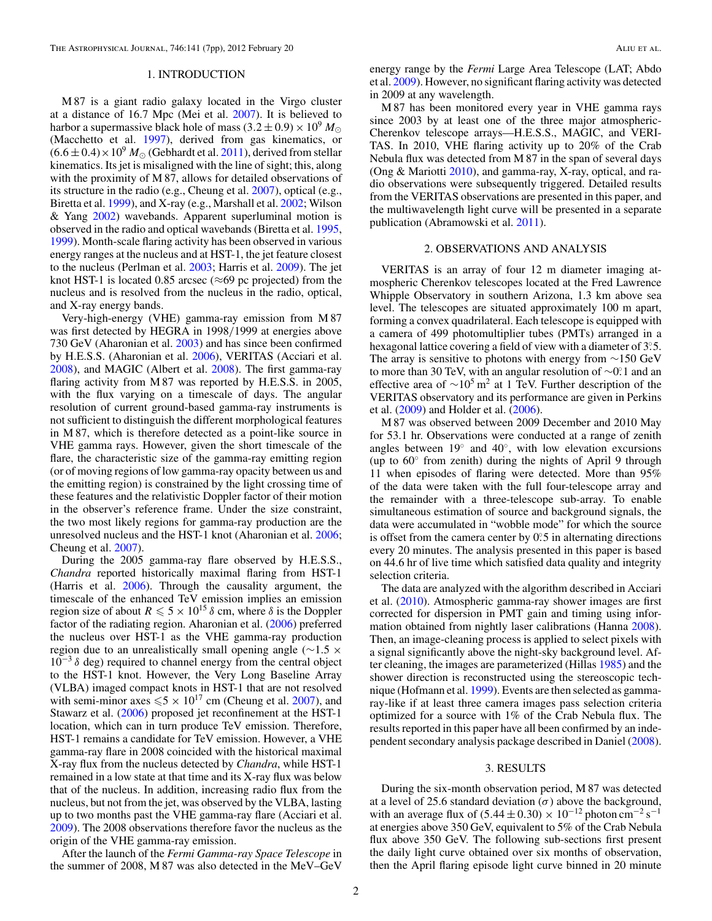## 1. INTRODUCTION

M 87 is a giant radio galaxy located in the Virgo cluster at a distance of 16.7 Mpc (Mei et al. 2007). It is believed to harbor a supermassive black hole of mass $(3.2 \pm 0.9) \times 10^9\, M_{\odot}$ (Macchetto et al. 1997), derived from gas kinematics, or $(6.6 \pm 0.4) \times 10^9\, M_{\odot}$ (Gebhardt et al. 2011), derived from stellar kinematics. Its jet is misaligned with the line of sight; this, along with the proximity of M 87, allows for detailed observations of its structure in the radio (e.g., Cheung et al. 2007), optical (e.g., Biretta et al. 1999), and X-ray (e.g., Marshall et al. 2002; Wilson & Yang 2002) wavebands. Apparent superluminal motion is observed in the radio and optical wavebands (Biretta et al. 1995, 1999). Month-scale flaring activity has been observed in various energy ranges at the nucleus and at HST-1, the jet feature closest to the nucleus (Perlman et al. 2003; Harris et al. 2009). The jet knot HST-1 is located 0.85 arcsec (≈69 pc projected) from the nucleus and is resolved from the nucleus in the radio, optical, and X-ray energy bands.

Very-high-energy (VHE) gamma-ray emission from M 87 was first detected by HEGRA in 1998/1999 at energies above 730 GeV (Aharonian et al. 2003) and has since been confirmed by H.E.S.S. (Aharonian et al. 2006), VERITAS (Acciari et al. 2008), and MAGIC (Albert et al. 2008). The first gamma-ray flaring activity from M 87 was reported by H.E.S.S. in 2005, with the flux varying on a timescale of days. The angular resolution of current ground-based gamma-ray instruments is not sufficient to distinguish the different morphological features in M 87, which is therefore detected as a point-like source in VHE gamma rays. However, given the short timescale of the flare, the characteristic size of the gamma-ray emitting region (or of moving regions of low gamma-ray opacity between us and the emitting region) is constrained by the light crossing time of these features and the relativistic Doppler factor of their motion in the observer's reference frame. Under the size constraint, the two most likely regions for gamma-ray production are the unresolved nucleus and the HST-1 knot (Aharonian et al. 2006; Cheung et al. 2007).

During the 2005 gamma-ray flare observed by H.E.S.S., *Chandra* reported historically maximal flaring from HST-1 (Harris et al. 2006). Through the causality argument, the timescale of the enhanced TeV emission implies an emission region size of about $R \leqslant 5 \times 10^{15}\, \delta$ cm, where $\delta$ is the Doppler factor of the radiating region. Aharonian et al. (2006) preferred the nucleus over HST-1 as the VHE gamma-ray production region due to an unrealistically small opening angle ($\sim 1.5 \times 10^{-3}\, \delta$ deg) required to channel energy from the central object to the HST-1 knot. However, the Very Long Baseline Array (VLBA) imaged compact knots in HST-1 that are not resolved with semi-minor axes $\leqslant 5 \times 10^{17}$ cm (Cheung et al. 2007), and Stawarz et al. (2006) proposed jet reconfinement at the HST-1 location, which can in turn produce TeV emission. Therefore, HST-1 remains a candidate for TeV emission. However, a VHE gamma-ray flare in 2008 coincided with the historical maximal X-ray flux from the nucleus detected by *Chandra*, while HST-1 remained in a low state at that time and its X-ray flux was below that of the nucleus. In addition, increasing radio flux from the nucleus, but not from the jet, was observed by the VLBA, lasting up to two months past the VHE gamma-ray flare (Acciari et al. 2009). The 2008 observations therefore favor the nucleus as the origin of the VHE gamma-ray emission.

After the launch of the *Fermi Gamma-ray Space Telescope* in the summer of 2008, M 87 was also detected in the MeV–GeV energy range by the *Fermi* Large Area Telescope (LAT; Abdo et al. 2009). However, no significant flaring activity was detected in 2009 at any wavelength.

M 87 has been monitored every year in VHE gamma rays since 2003 by at least one of the three major atmospheric-Cherenkov telescope arrays—H.E.S.S., MAGIC, and VERITAS. In 2010, VHE flaring activity up to 20% of the Crab Nebula flux was detected from M 87 in the span of several days (Ong & Mariotti 2010), and gamma-ray, X-ray, optical, and radio observations were subsequently triggered. Detailed results from the VERITAS observations are presented in this paper, and the multiwavelength light curve will be presented in a separate publication (Abramowski et al. 2011).

## 2. OBSERVATIONS AND ANALYSIS

VERITAS is an array of four 12 m diameter imaging atmospheric Cherenkov telescopes located at the Fred Lawrence Whipple Observatory in southern Arizona, 1.3 km above sea level. The telescopes are situated approximately 100 m apart, forming a convex quadrilateral. Each telescope is equipped with a camera of 499 photomultiplier tubes (PMTs) arranged in a hexagonal lattice covering a field of view with a diameter of 3°.5. The array is sensitive to photons with energy from ~150 GeV to more than 30 TeV, with an angular resolution of ~0°.1 and an effective area of $\sim 10^5\, \mathrm{m}^2$ at 1 TeV. Further description of the VERITAS observatory and its performance are given in Perkins et al. (2009) and Holder et al. (2006).

M 87 was observed between 2009 December and 2010 May for 53.1 hr. Observations were conducted at a range of zenith angles between 19° and 40°, with low elevation excursions (up to 60° from zenith) during the nights of April 9 through 11 when episodes of flaring were detected. More than 95% of the data were taken with the full four-telescope array and the remainder with a three-telescope sub-array. To enable simultaneous estimation of source and background signals, the data were accumulated in "wobble mode" for which the source is offset from the camera center by 0°.5 in alternating directions every 20 minutes. The analysis presented in this paper is based on 44.6 hr of live time which satisfied data quality and integrity selection criteria.

The data are analyzed with the algorithm described in Acciari et al. (2010). Atmospheric gamma-ray shower images are first corrected for dispersion in PMT gain and timing using information obtained from nightly laser calibrations (Hanna 2008). Then, an image-cleaning process is applied to select pixels with a signal significantly above the night-sky background level. After cleaning, the images are parameterized (Hillas 1985) and the shower direction is reconstructed using the stereoscopic technique (Hofmann et al. 1999). Events are then selected as gamma-ray-like if at least three camera images pass selection criteria optimized for a source with 1% of the Crab Nebula flux. The results reported in this paper have all been confirmed by an independent secondary analysis package described in Daniel (2008).

## 3. RESULTS

During the six-month observation period, M 87 was detected at a level of 25.6 standard deviation ($\sigma$) above the background, with an average flux of $(5.44 \pm 0.30) \times 10^{-12}$ photon $\mathrm{cm}^{-2}\, \mathrm{s}^{-1}$ at energies above 350 GeV, equivalent to 5% of the Crab Nebula flux above 350 GeV. The following sub-sections first present the daily light curve obtained over six months of observation, then the April flaring episode light curve binned in 20 minute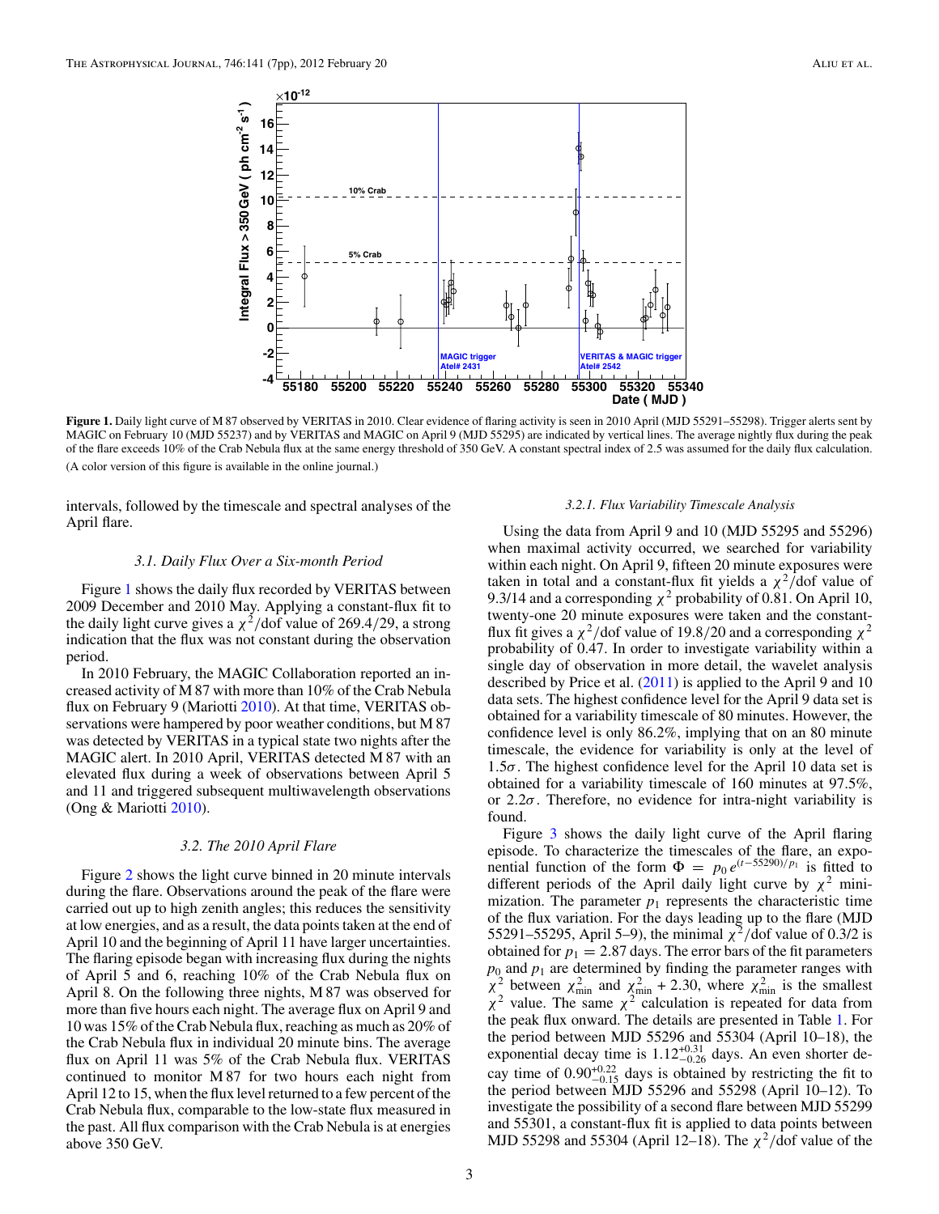×10^-12

Integral Flux > 350 GeV ( ph cm^-2 s^-1 )

16
14
12
10
8
6
4
2
0
-2
-4

10% Crab

5% Crab

MAGIC trigger
Atel# 2431

VERITAS & MAGIC trigger
Atel# 2542

55180 55200 55220 55240 55260 55280 55300 55320 55340

Date ( MJD )

**Figure 1.** Daily light curve of M 87 observed by VERITAS in 2010. Clear evidence of flaring activity is seen in 2010 April (MJD 55291–55298). Trigger alerts sent by MAGIC on February 10 (MJD 55237) and by VERITAS and MAGIC on April 9 (MJD 55295) are indicated by vertical lines. The average nightly flux during the peak of the flare exceeds 10% of the Crab Nebula flux at the same energy threshold of 350 GeV. A constant spectral index of 2.5 was assumed for the daily flux calculation.

(A color version of this figure is available in the online journal.)

intervals, followed by the timescale and spectral analyses of the April flare.

### 3.1. Daily Flux Over a Six-month Period

Figure 1 shows the daily flux recorded by VERITAS between 2009 December and 2010 May. Applying a constant-flux fit to the daily light curve gives a $\chi^2$/dof value of 269.4/29, a strong indication that the flux was not constant during the observation period.

In 2010 February, the MAGIC Collaboration reported an increased activity of M 87 with more than 10% of the Crab Nebula flux on February 9 (Mariotti 2010). At that time, VERITAS observations were hampered by poor weather conditions, but M 87 was detected by VERITAS in a typical state two nights after the MAGIC alert. In 2010 April, VERITAS detected M 87 with an elevated flux during a week of observations between April 5 and 11 and triggered subsequent multiwavelength observations (Ong & Mariotti 2010).

### 3.2. The 2010 April Flare

Figure 2 shows the light curve binned in 20 minute intervals during the flare. Observations around the peak of the flare were carried out up to high zenith angles; this reduces the sensitivity at low energies, and as a result, the data points taken at the end of April 10 and the beginning of April 11 have larger uncertainties. The flaring episode began with increasing flux during the nights of April 5 and 6, reaching 10% of the Crab Nebula flux on April 8. On the following three nights, M 87 was observed for more than five hours each night. The average flux on April 9 and 10 was 15% of the Crab Nebula flux, reaching as much as 20% of the Crab Nebula flux in individual 20 minute bins. The average flux on April 11 was 5% of the Crab Nebula flux. VERITAS continued to monitor M 87 for two hours each night from April 12 to 15, when the flux level returned to a few percent of the Crab Nebula flux, comparable to the low-state flux measured in the past. All flux comparison with the Crab Nebula is at energies above 350 GeV.

#### 3.2.1. Flux Variability Timescale Analysis

Using the data from April 9 and 10 (MJD 55295 and 55296) when maximal activity occurred, we searched for variability within each night. On April 9, fifteen 20 minute exposures were taken in total and a constant-flux fit yields a $\chi^2$/dof value of 9.3/14 and a corresponding $\chi^2$ probability of 0.81. On April 10, twenty-one 20 minute exposures were taken and the constant-flux fit gives a $\chi^2$/dof value of 19.8/20 and a corresponding $\chi^2$ probability of 0.47. In order to investigate variability within a single day of observation in more detail, the wavelet analysis described by Price et al. (2011) is applied to the April 9 and 10 data sets. The highest confidence level for the April 9 data set is obtained for a variability timescale of 80 minutes. However, the confidence level is only 86.2%, implying that on an 80 minute timescale, the evidence for variability is only at the level of $1.5\sigma$. The highest confidence level for the April 10 data set is obtained for a variability timescale of 160 minutes at 97.5%, or $2.2\sigma$. Therefore, no evidence for intra-night variability is found.

Figure 3 shows the daily light curve of the April flaring episode. To characterize the timescales of the flare, an exponential function of the form $\Phi = p_0 e^{(t-55290)/p_1}$ is fitted to different periods of the April daily light curve by $\chi^2$ minimization. The parameter $p_1$ represents the characteristic time of the flux variation. For the days leading up to the flare (MJD 55291–55295, April 5–9), the minimal $\chi^2$/dof value of 0.3/2 is obtained for $p_1 = 2.87$ days. The error bars of the fit parameters $p_0$ and $p_1$ are determined by finding the parameter ranges with $\chi^2$ between $\chi^2_{\rm min}$ and $\chi^2_{\rm min}$ + 2.30, where $\chi^2_{\rm min}$ is the smallest $\chi^2$ value. The same $\chi^2$ calculation is repeated for data from the peak flux onward. The details are presented in Table 1. For the period between MJD 55296 and 55304 (April 10–18), the exponential decay time is $1.12^{+0.31}_{-0.26}$ days. An even shorter decay time of $0.90^{+0.22}_{-0.15}$ days is obtained by restricting the fit to the period between MJD 55296 and 55298 (April 10–12). To investigate the possibility of a second flare between MJD 55299 and 55301, a constant-flux fit is applied to data points between MJD 55298 and 55304 (April 12–18). The $\chi^2$/dof value of the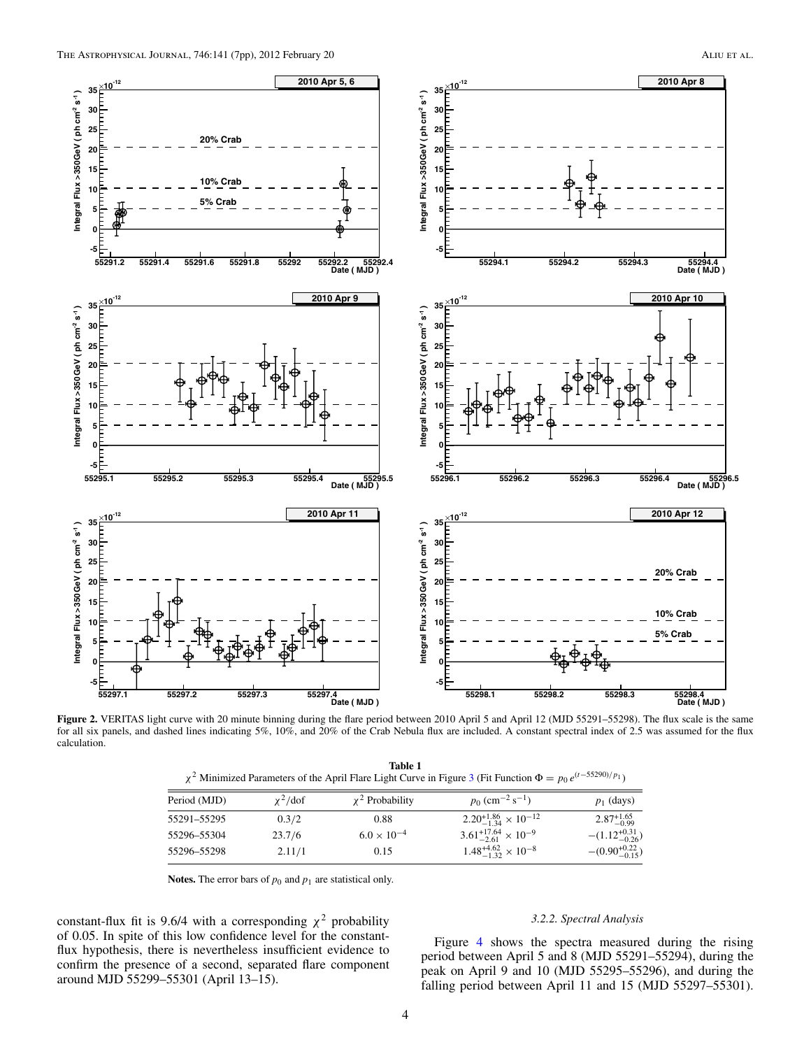2010 Apr 5, 6

Integral Flux >350GeV ( ph cm$^{-2}$ s$^{-1}$ )

$\times10^{-12}$

20% Crab

10% Crab

5% Crab

Date ( MJD )

2010 Apr 8

2010 Apr 9

2010 Apr 10

2010 Apr 11

2010 Apr 12

20% Crab

10% Crab

5% Crab

**Figure 2.** VERITAS light curve with 20 minute binning during the flare period between 2010 April 5 and April 12 (MJD 55291–55298). The flux scale is the same for all six panels, and dashed lines indicating 5%, 10%, and 20% of the Crab Nebula flux are included. A constant spectral index of 2.5 was assumed for the flux calculation.

**Table 1**

$\chi^2$ Minimized Parameters of the April Flare Light Curve in Figure 3 (Fit Function $\Phi = p_0\, e^{(t-55290)/p_1}$)

| Period (MJD) | $\chi^2$/dof | $\chi^2$ Probability | $p_0$ (cm$^{-2}$ s$^{-1}$) | $p_1$ (days) |
|---|---|---|---|---|
| 55291–55295 | 0.3/2 | 0.88 | $2.20^{+1.86}_{-1.34} \times 10^{-12}$ | $2.87^{+1.65}_{-0.99}$ |
| 55296–55304 | 23.7/6 | $6.0 \times 10^{-4}$ | $3.61^{+17.64}_{-2.61} \times 10^{-9}$ | $-(1.12^{+0.31}_{-0.26})$ |
| 55296–55298 | 2.11/1 | 0.15 | $1.48^{+4.62}_{-1.32} \times 10^{-8}$ | $-(0.90^{+0.22}_{-0.15})$ |

**Notes.** The error bars of $p_0$ and $p_1$ are statistical only.

constant-flux fit is 9.6/4 with a corresponding $\chi^2$ probability of 0.05. In spite of this low confidence level for the constant-flux hypothesis, there is nevertheless insufficient evidence to confirm the presence of a second, separated flare component around MJD 55299–55301 (April 13–15).

#### 3.2.2. Spectral Analysis

Figure 4 shows the spectra measured during the rising period between April 5 and 8 (MJD 55291–55294), during the peak on April 9 and 10 (MJD 55295–55296), and during the falling period between April 11 and 15 (MJD 55297–55301).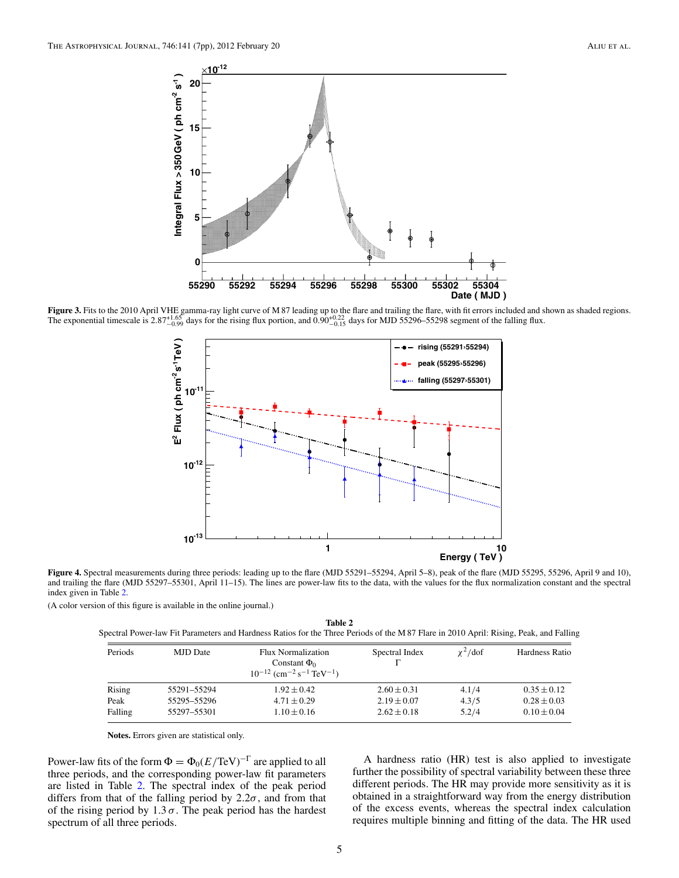×10^-12

Integral Flux >350 GeV ( ph cm^-2 s^-1 )

20

15

10

5

0

55290 55292 55294 55296 55298 55300 55302 55304

Date ( MJD )

**Figure 3.** Fits to the 2010 April VHE gamma-ray light curve of M 87 leading up to the flare and trailing the flare, with fit errors included and shown as shaded regions. The exponential timescale is $2.87^{+1.65}_{-0.99}$ days for the rising flux portion, and $0.90^{+0.22}_{-0.15}$ days for MJD 55296–55298 segment of the falling flux.

E^2 Flux ( ph cm^-2 s^-1 TeV )

10^-11

10^-12

10^-13

1

10

Energy ( TeV )

rising (55291›55294)

peak (55295›55296)

falling (55297›55301)

**Figure 4.** Spectral measurements during three periods: leading up to the flare (MJD 55291–55294, April 5–8), peak of the flare (MJD 55295, 55296, April 9 and 10), and trailing the flare (MJD 55297–55301, April 11–15). The lines are power-law fits to the data, with the values for the flux normalization constant and the spectral index given in Table 2.

(A color version of this figure is available in the online journal.)

**Table 2**

Spectral Power-law Fit Parameters and Hardness Ratios for the Three Periods of the M 87 Flare in 2010 April: Rising, Peak, and Falling

| Periods | MJD Date | Flux Normalization Constant $\Phi_0$ $10^{-12}$ ($\mathrm{cm^{-2}\,s^{-1}\,TeV^{-1}}$) | Spectral Index $\Gamma$ | $\chi^2$/dof | Hardness Ratio |
|---|---|---|---|---|---|
| Rising | 55291–55294 | $1.92 \pm 0.42$ | $2.60 \pm 0.31$ | 4.1/4 | $0.35 \pm 0.12$ |
| Peak | 55295–55296 | $4.71 \pm 0.29$ | $2.19 \pm 0.07$ | 4.3/5 | $0.28 \pm 0.03$ |
| Falling | 55297–55301 | $1.10 \pm 0.16$ | $2.62 \pm 0.18$ | 5.2/4 | $0.10 \pm 0.04$ |

**Notes.** Errors given are statistical only.

Power-law fits of the form $\Phi = \Phi_0(E/\mathrm{TeV})^{-\Gamma}$ are applied to all three periods, and the corresponding power-law fit parameters are listed in Table 2. The spectral index of the peak period differs from that of the falling period by $2.2\sigma$, and from that of the rising period by $1.3\,\sigma$. The peak period has the hardest spectrum of all three periods.

A hardness ratio (HR) test is also applied to investigate further the possibility of spectral variability between these three different periods. The HR may provide more sensitivity as it is obtained in a straightforward way from the energy distribution of the excess events, whereas the spectral index calculation requires multiple binning and fitting of the data. The HR used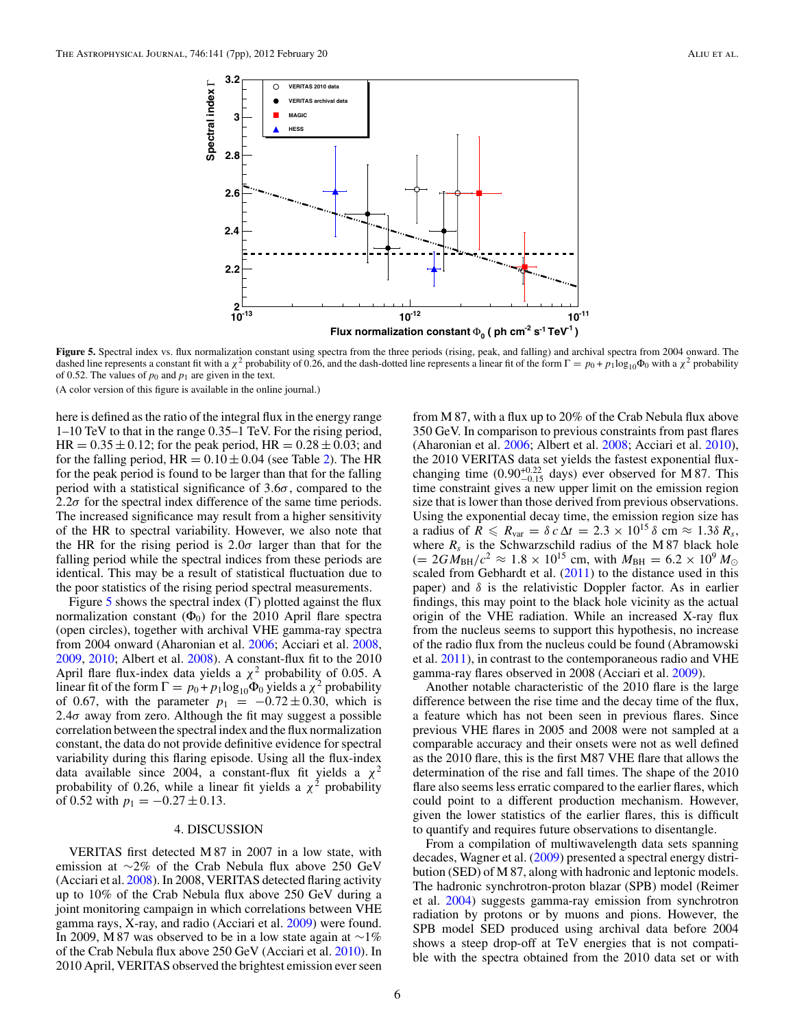Spectral index Γ

3.2
3
2.8
2.6
2.4
2.2
2

VERITAS 2010 data
VERITAS archival data
MAGIC
HESS

$10^{-13}$
$10^{-12}$
$10^{-11}$

Flux normalization constant $\Phi_0$ ( ph cm$^{-2}$ s$^{-1}$ TeV$^{-1}$ )

**Figure 5.** Spectral index vs. flux normalization constant using spectra from the three periods (rising, peak, and falling) and archival spectra from 2004 onward. The dashed line represents a constant fit with a $\chi^2$ probability of 0.26, and the dash-dotted line represents a linear fit of the form $\Gamma = p_0 + p_1 \log_{10}\Phi_0$ with a $\chi^2$ probability of 0.52. The values of $p_0$ and $p_1$ are given in the text.

(A color version of this figure is available in the online journal.)

here is defined as the ratio of the integral flux in the energy range 1–10 TeV to that in the range 0.35–1 TeV. For the rising period, $\mathrm{HR} = 0.35 \pm 0.12$; for the peak period, $\mathrm{HR} = 0.28 \pm 0.03$; and for the falling period, $\mathrm{HR} = 0.10 \pm 0.04$ (see Table 2). The HR for the peak period is found to be larger than that for the falling period with a statistical significance of $3.6\sigma$, compared to the $2.2\sigma$ for the spectral index difference of the same time periods. The increased significance may result from a higher sensitivity of the HR to spectral variability. However, we also note that the HR for the rising period is $2.0\sigma$ larger than that for the falling period while the spectral indices from these periods are identical. This may be a result of statistical fluctuation due to the poor statistics of the rising period spectral measurements.

Figure 5 shows the spectral index (Γ) plotted against the flux normalization constant ($\Phi_0$) for the 2010 April flare spectra (open circles), together with archival VHE gamma-ray spectra from 2004 onward (Aharonian et al. 2006; Acciari et al. 2008, 2009, 2010; Albert et al. 2008). A constant-flux fit to the 2010 April flare flux-index data yields a $\chi^2$ probability of 0.05. A linear fit of the form $\Gamma = p_0 + p_1 \log_{10}\Phi_0$ yields a $\chi^2$ probability of 0.67, with the parameter $p_1 = -0.72 \pm 0.30$, which is $2.4\sigma$ away from zero. Although the fit may suggest a possible correlation between the spectral index and the flux normalization constant, the data do not provide definitive evidence for spectral variability during this flaring episode. Using all the flux-index data available since 2004, a constant-flux fit yields a $\chi^2$ probability of 0.26, while a linear fit yields a $\chi^2$ probability of 0.52 with $p_1 = -0.27 \pm 0.13$.

## 4. DISCUSSION

VERITAS first detected M 87 in 2007 in a low state, with emission at ~2% of the Crab Nebula flux above 250 GeV (Acciari et al. 2008). In 2008, VERITAS detected flaring activity up to 10% of the Crab Nebula flux above 250 GeV during a joint monitoring campaign in which correlations between VHE gamma rays, X-ray, and radio (Acciari et al. 2009) were found. In 2009, M 87 was observed to be in a low state again at ~1% of the Crab Nebula flux above 250 GeV (Acciari et al. 2010). In 2010 April, VERITAS observed the brightest emission ever seen from M 87, with a flux up to 20% of the Crab Nebula flux above 350 GeV. In comparison to previous constraints from past flares (Aharonian et al. 2006; Albert et al. 2008; Acciari et al. 2010), the 2010 VERITAS data set yields the fastest exponential flux-changing time ($0.90^{+0.22}_{-0.15}$ days) ever observed for M 87. This time constraint gives a new upper limit on the emission region size that is lower than those derived from previous observations. Using the exponential decay time, the emission region size has a radius of $R \leqslant R_{\mathrm{var}} = \delta\, c\, \Delta t = 2.3 \times 10^{15}\, \delta$ cm $\approx 1.3\delta\, R_s$, where $R_s$ is the Schwarzschild radius of the M 87 black hole ($= 2GM_{\mathrm{BH}}/c^2 \approx 1.8 \times 10^{15}$ cm, with $M_{\mathrm{BH}} = 6.2 \times 10^9\, M_\odot$ scaled from Gebhardt et al. (2011) to the distance used in this paper) and $\delta$ is the relativistic Doppler factor. As in earlier findings, this may point to the black hole vicinity as the actual origin of the VHE radiation. While an increased X-ray flux from the nucleus seems to support this hypothesis, no increase of the radio flux from the nucleus could be found (Abramowski et al. 2011), in contrast to the contemporaneous radio and VHE gamma-ray flares observed in 2008 (Acciari et al. 2009).

Another notable characteristic of the 2010 flare is the large difference between the rise time and the decay time of the flux, a feature which has not been seen in previous flares. Since previous VHE flares in 2005 and 2008 were not sampled at a comparable accuracy and their onsets were not as well defined as the 2010 flare, this is the first M87 VHE flare that allows the determination of the rise and fall times. The shape of the 2010 flare also seems less erratic compared to the earlier flares, which could point to a different production mechanism. However, given the lower statistics of the earlier flares, this is difficult to quantify and requires future observations to disentangle.

From a compilation of multiwavelength data sets spanning decades, Wagner et al. (2009) presented a spectral energy distribution (SED) of M 87, along with hadronic and leptonic models. The hadronic synchrotron-proton blazar (SPB) model (Reimer et al. 2004) suggests gamma-ray emission from synchrotron radiation by protons or by muons and pions. However, the SPB model SED produced using archival data before 2004 shows a steep drop-off at TeV energies that is not compatible with the spectra obtained from the 2010 data set or with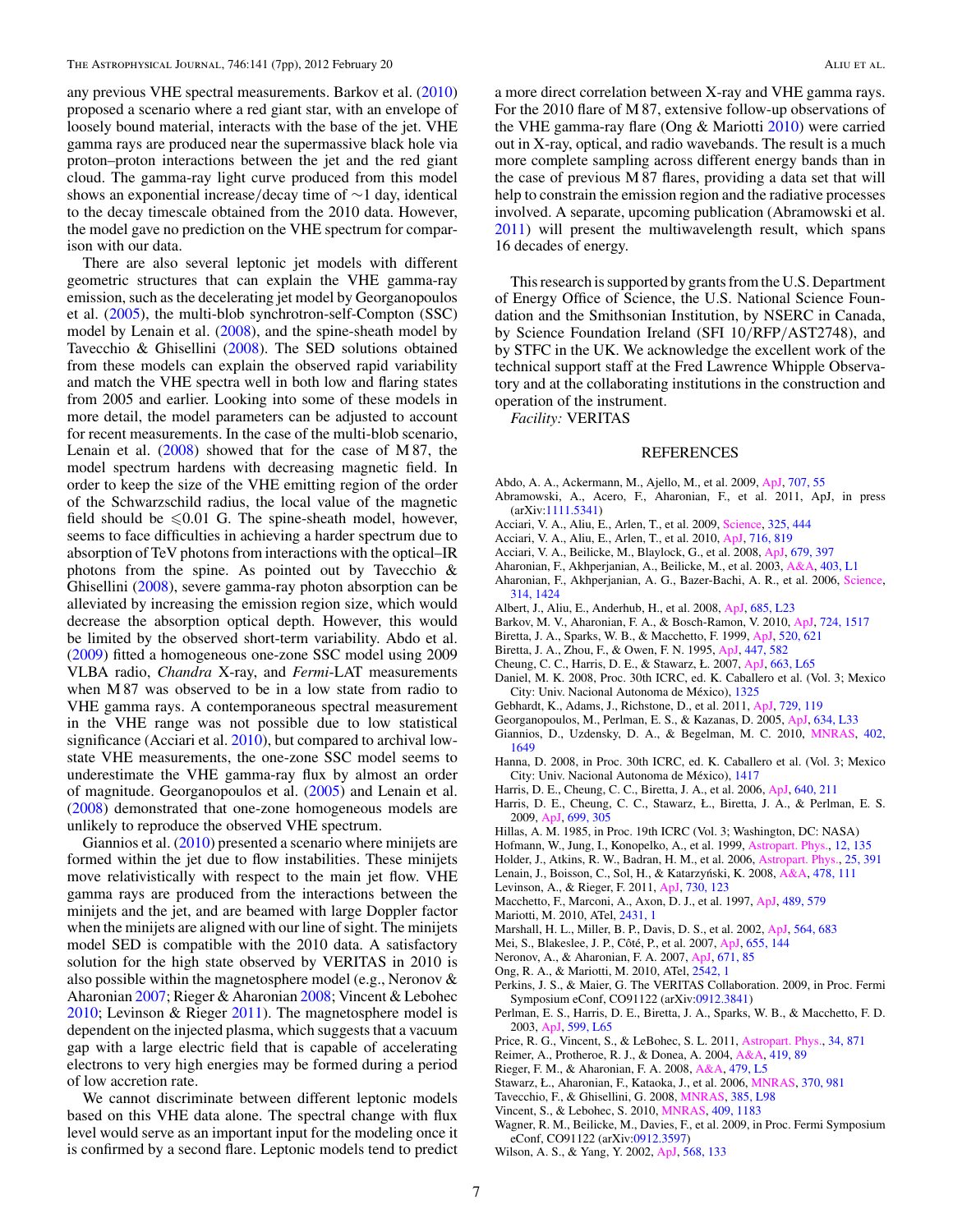any previous VHE spectral measurements. Barkov et al. (2010) proposed a scenario where a red giant star, with an envelope of loosely bound material, interacts with the base of the jet. VHE gamma rays are produced near the supermassive black hole via proton–proton interactions between the jet and the red giant cloud. The gamma-ray light curve produced from this model shows an exponential increase/decay time of ∼1 day, identical to the decay timescale obtained from the 2010 data. However, the model gave no prediction on the VHE spectrum for comparison with our data.

There are also several leptonic jet models with different geometric structures that can explain the VHE gamma-ray emission, such as the decelerating jet model by Georganopoulos et al. (2005), the multi-blob synchrotron-self-Compton (SSC) model by Lenain et al. (2008), and the spine-sheath model by Tavecchio & Ghisellini (2008). The SED solutions obtained from these models can explain the observed rapid variability and match the VHE spectra well in both low and flaring states from 2005 and earlier. Looking into some of these models in more detail, the model parameters can be adjusted to account for recent measurements. In the case of the multi-blob scenario, Lenain et al. (2008) showed that for the case of M 87, the model spectrum hardens with decreasing magnetic field. In order to keep the size of the VHE emitting region of the order of the Schwarzschild radius, the local value of the magnetic field should be $\leqslant 0.01$ G. The spine-sheath model, however, seems to face difficulties in achieving a harder spectrum due to absorption of TeV photons from interactions with the optical–IR photons from the spine. As pointed out by Tavecchio & Ghisellini (2008), severe gamma-ray photon absorption can be alleviated by increasing the emission region size, which would decrease the absorption optical depth. However, this would be limited by the observed short-term variability. Abdo et al. (2009) fitted a homogeneous one-zone SSC model using 2009 VLBA radio, *Chandra* X-ray, and *Fermi*-LAT measurements when M 87 was observed to be in a low state from radio to VHE gamma rays. A contemporaneous spectral measurement in the VHE range was not possible due to low statistical significance (Acciari et al. 2010), but compared to archival low-state VHE measurements, the one-zone SSC model seems to underestimate the VHE gamma-ray flux by almost an order of magnitude. Georganopoulos et al. (2005) and Lenain et al. (2008) demonstrated that one-zone homogeneous models are unlikely to reproduce the observed VHE spectrum.

Giannios et al. (2010) presented a scenario where minijets are formed within the jet due to flow instabilities. These minijets move relativistically with respect to the main jet flow. VHE gamma rays are produced from the interactions between the minijets and the jet, and are beamed with large Doppler factor when the minijets are aligned with our line of sight. The minijets model SED is compatible with the 2010 data. A satisfactory solution for the high state observed by VERITAS in 2010 is also possible within the magnetosphere model (e.g., Neronov & Aharonian 2007; Rieger & Aharonian 2008; Vincent & Lebohec 2010; Levinson & Rieger 2011). The magnetosphere model is dependent on the injected plasma, which suggests that a vacuum gap with a large electric field that is capable of accelerating electrons to very high energies may be formed during a period of low accretion rate.

We cannot discriminate between different leptonic models based on this VHE data alone. The spectral change with flux level would serve as an important input for the modeling once it is confirmed by a second flare. Leptonic models tend to predict a more direct correlation between X-ray and VHE gamma rays. For the 2010 flare of M 87, extensive follow-up observations of the VHE gamma-ray flare (Ong & Mariotti 2010) were carried out in X-ray, optical, and radio wavebands. The result is a much more complete sampling across different energy bands than in the case of previous M 87 flares, providing a data set that will help to constrain the emission region and the radiative processes involved. A separate, upcoming publication (Abramowski et al. 2011) will present the multiwavelength result, which spans 16 decades of energy.

This research is supported by grants from the U.S. Department of Energy Office of Science, the U.S. National Science Foundation and the Smithsonian Institution, by NSERC in Canada, by Science Foundation Ireland (SFI 10/RFP/AST2748), and by STFC in the UK. We acknowledge the excellent work of the technical support staff at the Fred Lawrence Whipple Observatory and at the collaborating institutions in the construction and operation of the instrument.

*Facility:* VERITAS

## REFERENCES

Abdo, A. A., Ackermann, M., Ajello, M., et al. 2009, ApJ, 707, 55
Abramowski, A., Acero, F., Aharonian, F., et al. 2011, ApJ, in press (arXiv:1111.5341)
Acciari, V. A., Aliu, E., Arlen, T., et al. 2009, Science, 325, 444
Acciari, V. A., Aliu, E., Arlen, T., et al. 2010, ApJ, 716, 819
Acciari, V. A., Beilicke, M., Blaylock, G., et al. 2008, ApJ, 679, 397
Aharonian, F., Akhperjanian, A., Beilicke, M., et al. 2003, A&A, 403, L1
Aharonian, F., Akhperjanian, A. G., Bazer-Bachi, A. R., et al. 2006, Science, 314, 1424
Albert, J., Aliu, E., Anderhub, H., et al. 2008, ApJ, 685, L23
Barkov, M. V., Aharonian, F. A., & Bosch-Ramon, V. 2010, ApJ, 724, 1517
Biretta, J. A., Sparks, W. B., & Macchetto, F. 1999, ApJ, 520, 621
Biretta, J. A., Zhou, F., & Owen, F. N. 1995, ApJ, 447, 582
Cheung, C. C., Harris, D. E., & Stawarz, Ł. 2007, ApJ, 663, L65
Daniel, M. K. 2008, Proc. 30th ICRC, ed. K. Caballero et al. (Vol. 3; Mexico City: Univ. Nacional Autonoma de México), 1325
Gebhardt, K., Adams, J., Richstone, D., et al. 2011, ApJ, 729, 119
Georganopoulos, M., Perlman, E. S., & Kazanas, D. 2005, ApJ, 634, L33
Giannios, D., Uzdensky, D. A., & Begelman, M. C. 2010, MNRAS, 402, 1649
Hanna, D. 2008, in Proc. 30th ICRC, ed. K. Caballero et al. (Vol. 3; Mexico City: Univ. Nacional Autonoma de México), 1417
Harris, D. E., Cheung, C. C., Biretta, J. A., et al. 2006, ApJ, 640, 211
Harris, D. E., Cheung, C. C., Stawarz, Ł., Biretta, J. A., & Perlman, E. S. 2009, ApJ, 699, 305
Hillas, A. M. 1985, in Proc. 19th ICRC (Vol. 3; Washington, DC: NASA)
Hofmann, W., Jung, I., Konopelko, A., et al. 1999, Astropart. Phys., 12, 135
Holder, J., Atkins, R. W., Badran, H. M., et al. 2006, Astropart. Phys., 25, 391
Lenain, J., Boisson, C., Sol, H., & Katarzyński, K. 2008, A&A, 478, 111
Levinson, A., & Rieger, F. 2011, ApJ, 730, 123
Macchetto, F., Marconi, A., Axon, D. J., et al. 1997, ApJ, 489, 579
Mariotti, M. 2010, ATel, 2431, 1
Marshall, H. L., Miller, B. P., Davis, D. S., et al. 2002, ApJ, 564, 683
Mei, S., Blakeslee, J. P., Côté, P., et al. 2007, ApJ, 655, 144
Neronov, A., & Aharonian, F. A. 2007, ApJ, 671, 85
Ong, R. A., & Mariotti, M. 2010, ATel, 2542, 1
Perkins, J. S., & Maier, G. The VERITAS Collaboration. 2009, in Proc. Fermi Symposium eConf, CO91122 (arXiv:0912.3841)
Perlman, E. S., Harris, D. E., Biretta, J. A., Sparks, W. B., & Macchetto, F. D. 2003, ApJ, 599, L65
Price, R. G., Vincent, S., & LeBohec, S. L. 2011, Astropart. Phys., 34, 871
Reimer, A., Protheroe, R. J., & Donea, A. 2004, A&A, 419, 89
Rieger, F. M., & Aharonian, F. A. 2008, A&A, 479, L5
Stawarz, Ł., Aharonian, F., Kataoka, J., et al. 2006, MNRAS, 370, 981
Tavecchio, F., & Ghisellini, G. 2008, MNRAS, 385, L98
Vincent, S., & Lebohec, S. 2010, MNRAS, 409, 1183
Wagner, R. M., Beilicke, M., Davies, F., et al. 2009, in Proc. Fermi Symposium eConf, CO91122 (arXiv:0912.3597)
Wilson, A. S., & Yang, Y. 2002, ApJ, 568, 133